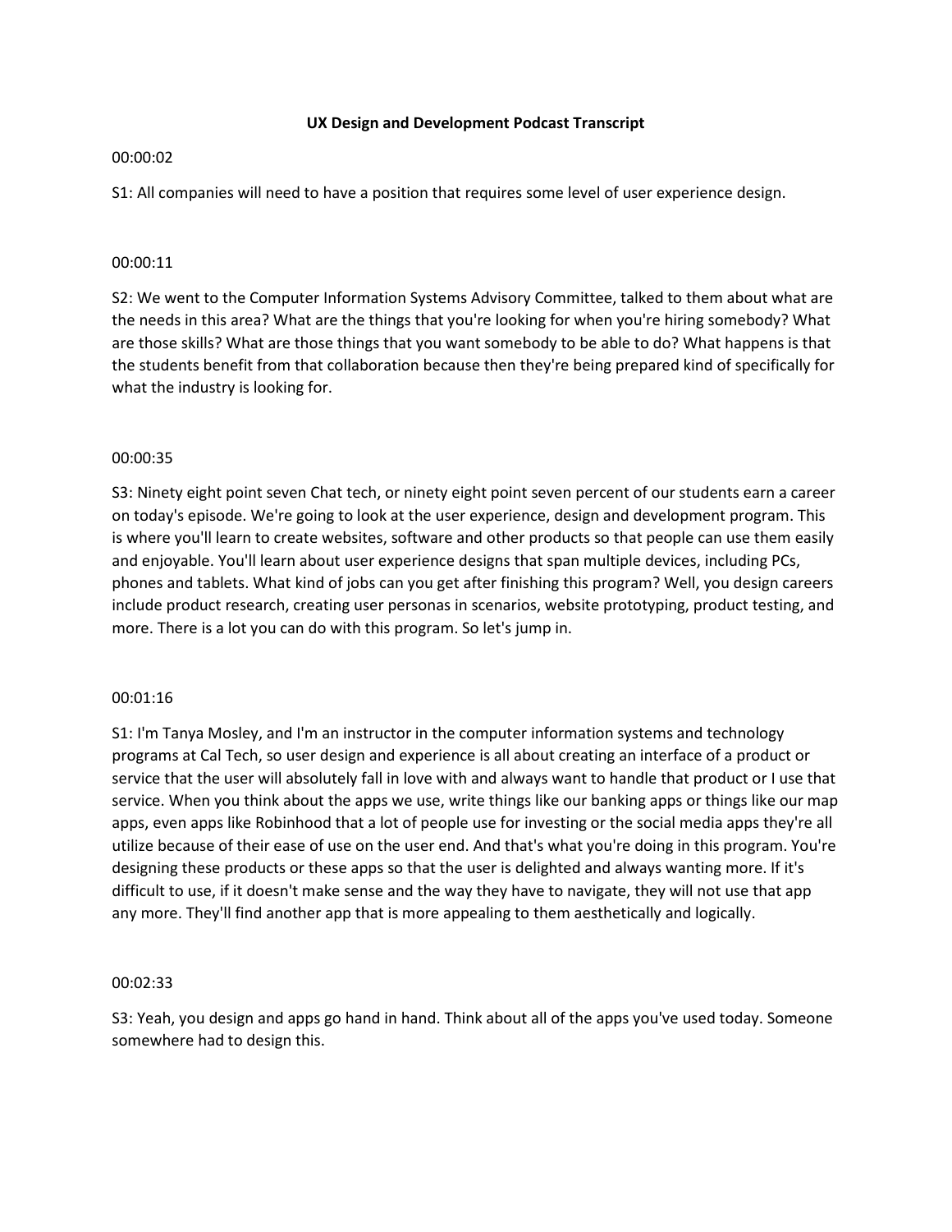**UX Design and Development Podcast Transcript**

00:00:02

S1: All companies will need to have a position that requires some level of user experience design.

00:00:11

S2: We went to the Computer Information Systems Advisory Committee, talked to them about what are the needs in this area? What are the things that you're looking for when you're hiring somebody? What are those skills? What are those things that you want somebody to be able to do? What happens is that the students benefit from that collaboration because then they're being prepared kind of specifically for what the industry is looking for.

00:00:35

S3: Ninety eight point seven Chat tech, or ninety eight point seven percent of our students earn a career on today's episode. We're going to look at the user experience, design and development program. This is where you'll learn to create websites, software and other products so that people can use them easily and enjoyable. You'll learn about user experience designs that span multiple devices, including PCs, phones and tablets. What kind of jobs can you get after finishing this program? Well, you design careers include product research, creating user personas in scenarios, website prototyping, product testing, and more. There is a lot you can do with this program. So let's jump in.

00:01:16

S1: I'm Tanya Mosley, and I'm an instructor in the computer information systems and technology programs at Cal Tech, so user design and experience is all about creating an interface of a product or service that the user will absolutely fall in love with and always want to handle that product or I use that service. When you think about the apps we use, write things like our banking apps or things like our map apps, even apps like Robinhood that a lot of people use for investing or the social media apps they're all utilize because of their ease of use on the user end. And that's what you're doing in this program. You're designing these products or these apps so that the user is delighted and always wanting more. If it's difficult to use, if it doesn't make sense and the way they have to navigate, they will not use that app any more. They'll find another app that is more appealing to them aesthetically and logically.

00:02:33

S3: Yeah, you design and apps go hand in hand. Think about all of the apps you've used today. Someone somewhere had to design this.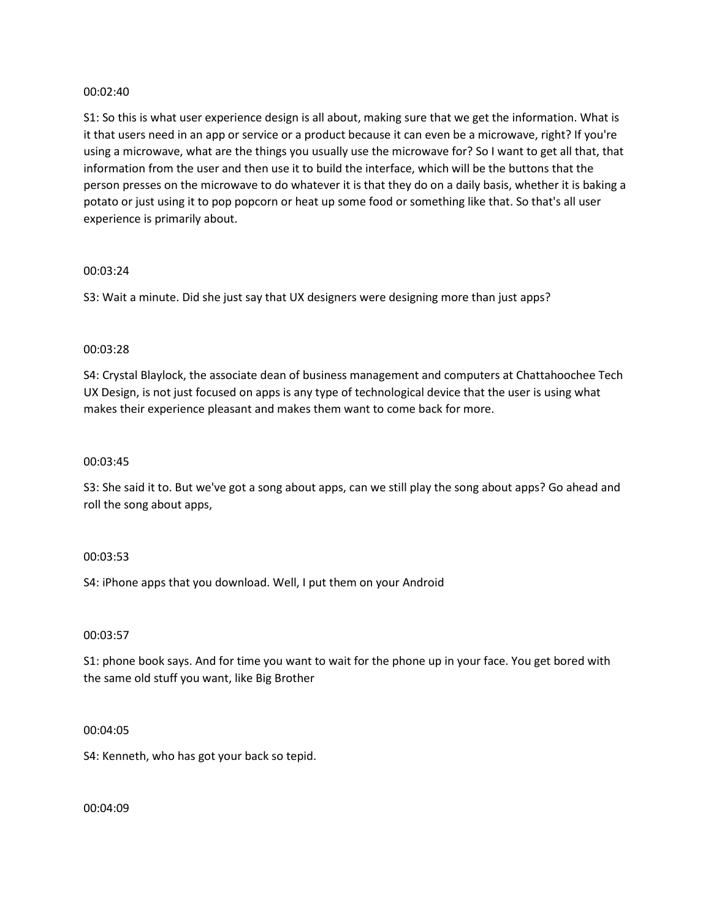00:02:40

S1: So this is what user experience design is all about, making sure that we get the information. What is it that users need in an app or service or a product because it can even be a microwave, right? If you're using a microwave, what are the things you usually use the microwave for? So I want to get all that, that information from the user and then use it to build the interface, which will be the buttons that the person presses on the microwave to do whatever it is that they do on a daily basis, whether it is baking a potato or just using it to pop popcorn or heat up some food or something like that. So that's all user experience is primarily about.

00:03:24

S3: Wait a minute. Did she just say that UX designers were designing more than just apps?

00:03:28

S4: Crystal Blaylock, the associate dean of business management and computers at Chattahoochee Tech UX Design, is not just focused on apps is any type of technological device that the user is using what makes their experience pleasant and makes them want to come back for more.

00:03:45

S3: She said it to. But we've got a song about apps, can we still play the song about apps? Go ahead and roll the song about apps,

00:03:53

S4: iPhone apps that you download. Well, I put them on your Android

00:03:57

S1: phone book says. And for time you want to wait for the phone up in your face. You get bored with the same old stuff you want, like Big Brother

00:04:05

S4: Kenneth, who has got your back so tepid.

00:04:09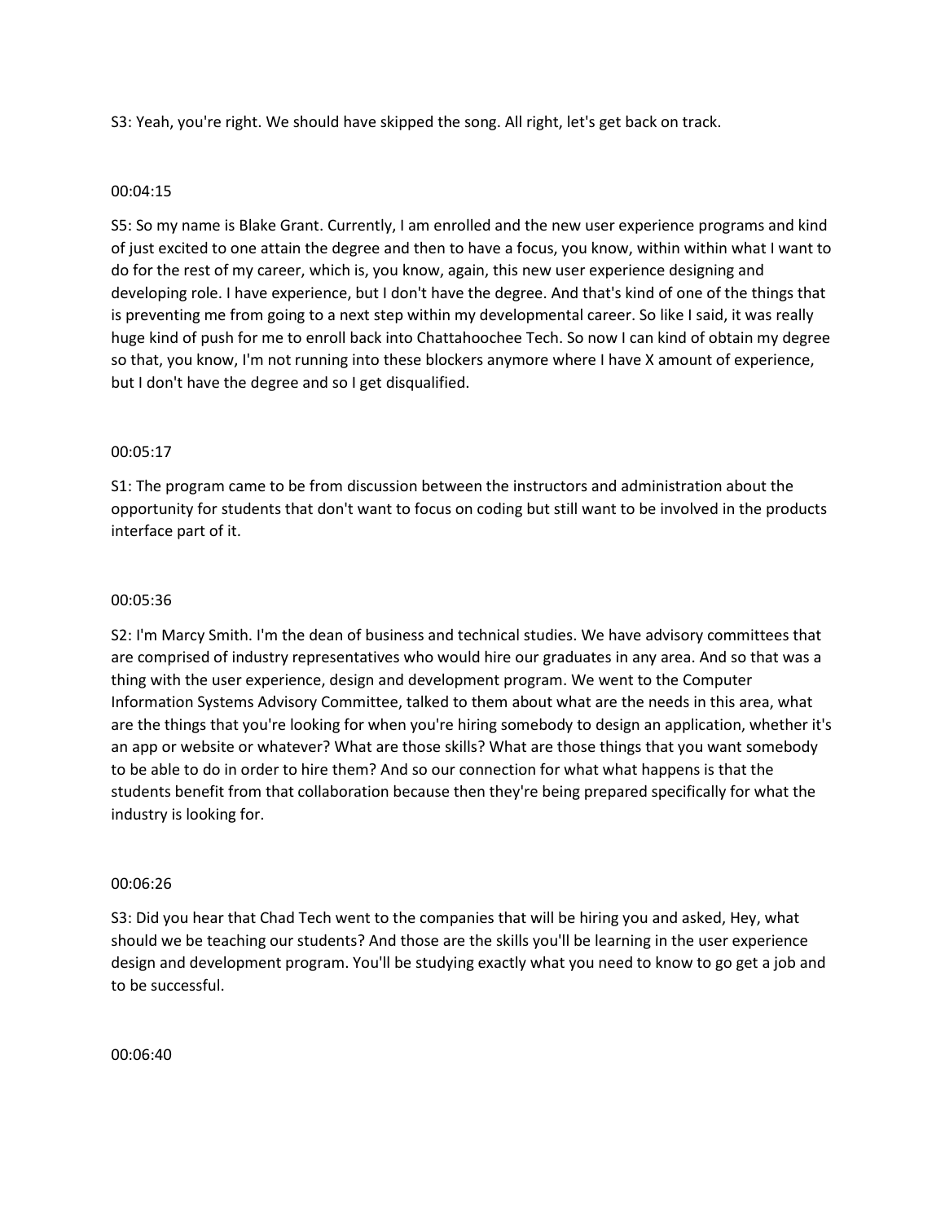S3: Yeah, you're right. We should have skipped the song. All right, let's get back on track.

00:04:15

S5: So my name is Blake Grant. Currently, I am enrolled and the new user experience programs and kind of just excited to one attain the degree and then to have a focus, you know, within within what I want to do for the rest of my career, which is, you know, again, this new user experience designing and developing role. I have experience, but I don't have the degree. And that's kind of one of the things that is preventing me from going to a next step within my developmental career. So like I said, it was really huge kind of push for me to enroll back into Chattahoochee Tech. So now I can kind of obtain my degree so that, you know, I'm not running into these blockers anymore where I have X amount of experience, but I don't have the degree and so I get disqualified.

00:05:17

S1: The program came to be from discussion between the instructors and administration about the opportunity for students that don't want to focus on coding but still want to be involved in the products interface part of it.

00:05:36

S2: I'm Marcy Smith. I'm the dean of business and technical studies. We have advisory committees that are comprised of industry representatives who would hire our graduates in any area. And so that was a thing with the user experience, design and development program. We went to the Computer Information Systems Advisory Committee, talked to them about what are the needs in this area, what are the things that you're looking for when you're hiring somebody to design an application, whether it's an app or website or whatever? What are those skills? What are those things that you want somebody to be able to do in order to hire them? And so our connection for what what happens is that the students benefit from that collaboration because then they're being prepared specifically for what the industry is looking for.

00:06:26

S3: Did you hear that Chad Tech went to the companies that will be hiring you and asked, Hey, what should we be teaching our students? And those are the skills you'll be learning in the user experience design and development program. You'll be studying exactly what you need to know to go get a job and to be successful.

00:06:40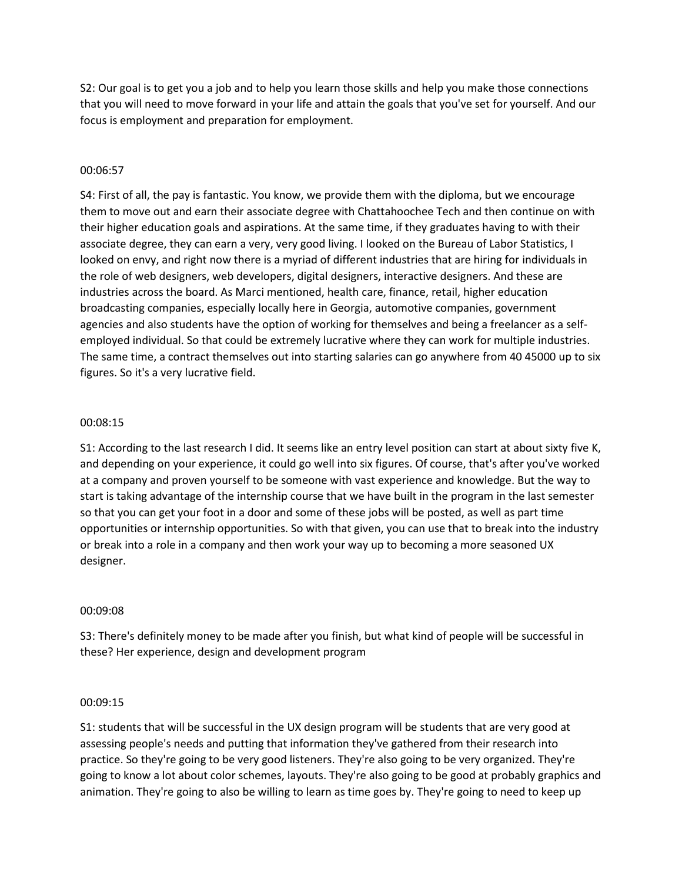S2: Our goal is to get you a job and to help you learn those skills and help you make those connections that you will need to move forward in your life and attain the goals that you've set for yourself. And our focus is employment and preparation for employment.

00:06:57

S4: First of all, the pay is fantastic. You know, we provide them with the diploma, but we encourage them to move out and earn their associate degree with Chattahoochee Tech and then continue on with their higher education goals and aspirations. At the same time, if they graduates having to with their associate degree, they can earn a very, very good living. I looked on the Bureau of Labor Statistics, I looked on envy, and right now there is a myriad of different industries that are hiring for individuals in the role of web designers, web developers, digital designers, interactive designers. And these are industries across the board. As Marci mentioned, health care, finance, retail, higher education broadcasting companies, especially locally here in Georgia, automotive companies, government agencies and also students have the option of working for themselves and being a freelancer as a self-employed individual. So that could be extremely lucrative where they can work for multiple industries. The same time, a contract themselves out into starting salaries can go anywhere from 40 45000 up to six figures. So it's a very lucrative field.

00:08:15

S1: According to the last research I did. It seems like an entry level position can start at about sixty five K, and depending on your experience, it could go well into six figures. Of course, that's after you've worked at a company and proven yourself to be someone with vast experience and knowledge. But the way to start is taking advantage of the internship course that we have built in the program in the last semester so that you can get your foot in a door and some of these jobs will be posted, as well as part time opportunities or internship opportunities. So with that given, you can use that to break into the industry or break into a role in a company and then work your way up to becoming a more seasoned UX designer.

00:09:08

S3: There's definitely money to be made after you finish, but what kind of people will be successful in these? Her experience, design and development program

00:09:15

S1: students that will be successful in the UX design program will be students that are very good at assessing people's needs and putting that information they've gathered from their research into practice. So they're going to be very good listeners. They're also going to be very organized. They're going to know a lot about color schemes, layouts. They're also going to be good at probably graphics and animation. They're going to also be willing to learn as time goes by. They're going to need to keep up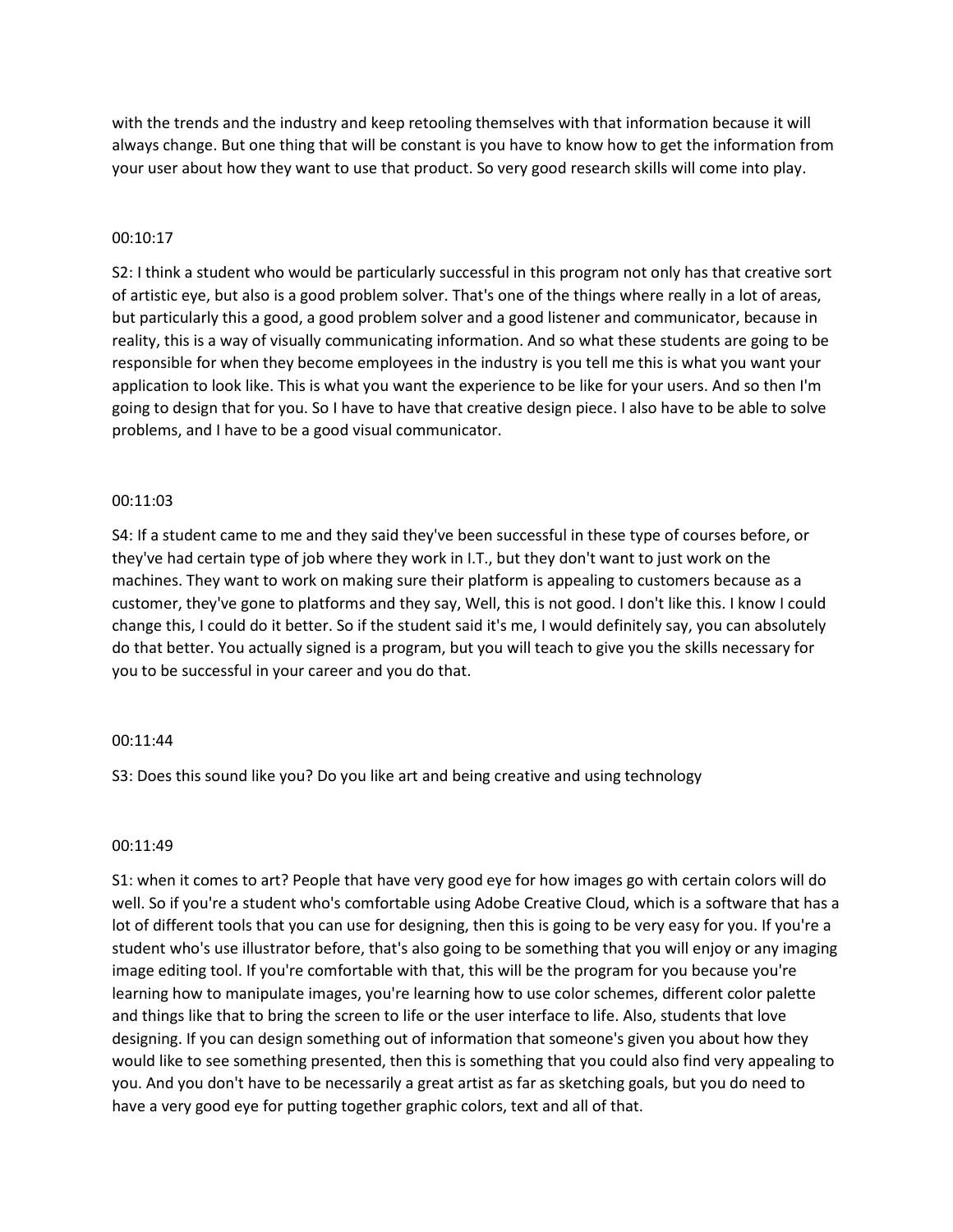with the trends and the industry and keep retooling themselves with that information because it will always change. But one thing that will be constant is you have to know how to get the information from your user about how they want to use that product. So very good research skills will come into play.

00:10:17

S2: I think a student who would be particularly successful in this program not only has that creative sort of artistic eye, but also is a good problem solver. That's one of the things where really in a lot of areas, but particularly this a good, a good problem solver and a good listener and communicator, because in reality, this is a way of visually communicating information. And so what these students are going to be responsible for when they become employees in the industry is you tell me this is what you want your application to look like. This is what you want the experience to be like for your users. And so then I'm going to design that for you. So I have to have that creative design piece. I also have to be able to solve problems, and I have to be a good visual communicator.

00:11:03

S4: If a student came to me and they said they've been successful in these type of courses before, or they've had certain type of job where they work in I.T., but they don't want to just work on the machines. They want to work on making sure their platform is appealing to customers because as a customer, they've gone to platforms and they say, Well, this is not good. I don't like this. I know I could change this, I could do it better. So if the student said it's me, I would definitely say, you can absolutely do that better. You actually signed is a program, but you will teach to give you the skills necessary for you to be successful in your career and you do that.

00:11:44

S3: Does this sound like you? Do you like art and being creative and using technology

00:11:49

S1: when it comes to art? People that have very good eye for how images go with certain colors will do well. So if you're a student who's comfortable using Adobe Creative Cloud, which is a software that has a lot of different tools that you can use for designing, then this is going to be very easy for you. If you're a student who's use illustrator before, that's also going to be something that you will enjoy or any imaging image editing tool. If you're comfortable with that, this will be the program for you because you're learning how to manipulate images, you're learning how to use color schemes, different color palette and things like that to bring the screen to life or the user interface to life. Also, students that love designing. If you can design something out of information that someone's given you about how they would like to see something presented, then this is something that you could also find very appealing to you. And you don't have to be necessarily a great artist as far as sketching goals, but you do need to have a very good eye for putting together graphic colors, text and all of that.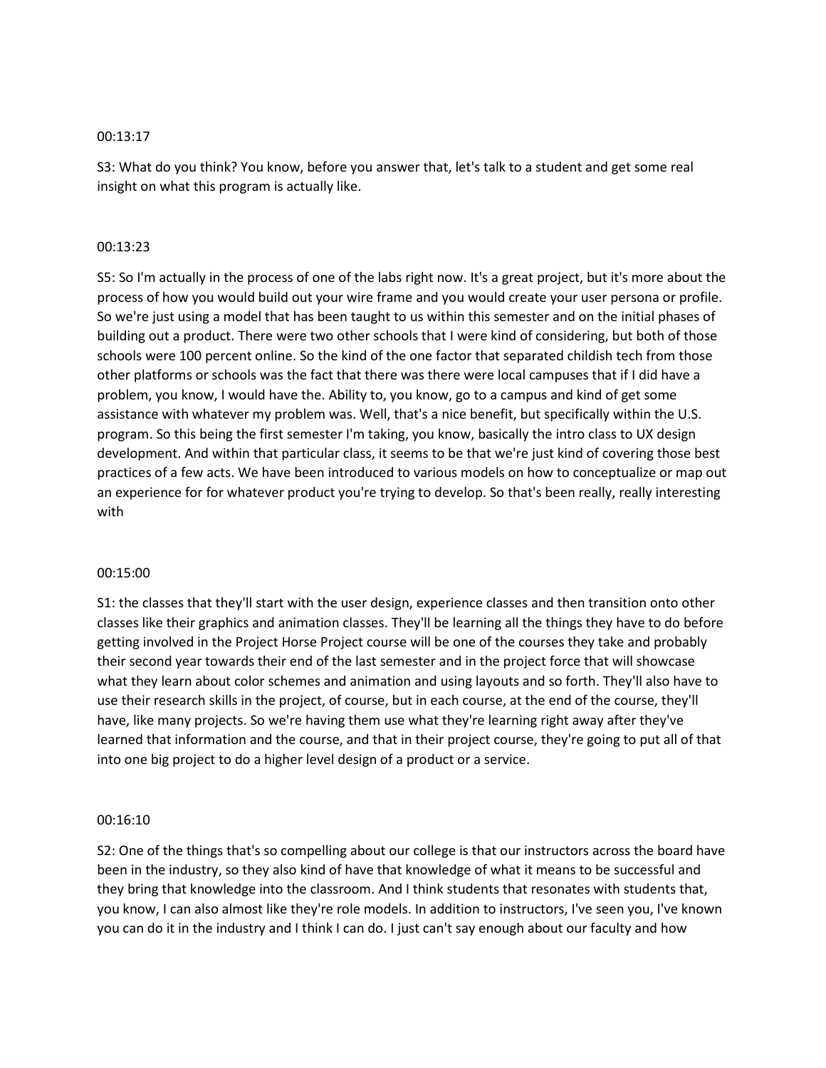00:13:17

S3: What do you think? You know, before you answer that, let's talk to a student and get some real insight on what this program is actually like.

00:13:23

S5: So I'm actually in the process of one of the labs right now. It's a great project, but it's more about the process of how you would build out your wire frame and you would create your user persona or profile. So we're just using a model that has been taught to us within this semester and on the initial phases of building out a product. There were two other schools that I were kind of considering, but both of those schools were 100 percent online. So the kind of the one factor that separated childish tech from those other platforms or schools was the fact that there was there were local campuses that if I did have a problem, you know, I would have the. Ability to, you know, go to a campus and kind of get some assistance with whatever my problem was. Well, that's a nice benefit, but specifically within the U.S. program. So this being the first semester I'm taking, you know, basically the intro class to UX design development. And within that particular class, it seems to be that we're just kind of covering those best practices of a few acts. We have been introduced to various models on how to conceptualize or map out an experience for for whatever product you're trying to develop. So that's been really, really interesting with

00:15:00

S1: the classes that they'll start with the user design, experience classes and then transition onto other classes like their graphics and animation classes. They'll be learning all the things they have to do before getting involved in the Project Horse Project course will be one of the courses they take and probably their second year towards their end of the last semester and in the project force that will showcase what they learn about color schemes and animation and using layouts and so forth. They'll also have to use their research skills in the project, of course, but in each course, at the end of the course, they'll have, like many projects. So we're having them use what they're learning right away after they've learned that information and the course, and that in their project course, they're going to put all of that into one big project to do a higher level design of a product or a service.

00:16:10

S2: One of the things that's so compelling about our college is that our instructors across the board have been in the industry, so they also kind of have that knowledge of what it means to be successful and they bring that knowledge into the classroom. And I think students that resonates with students that, you know, I can also almost like they're role models. In addition to instructors, I've seen you, I've known you can do it in the industry and I think I can do. I just can't say enough about our faculty and how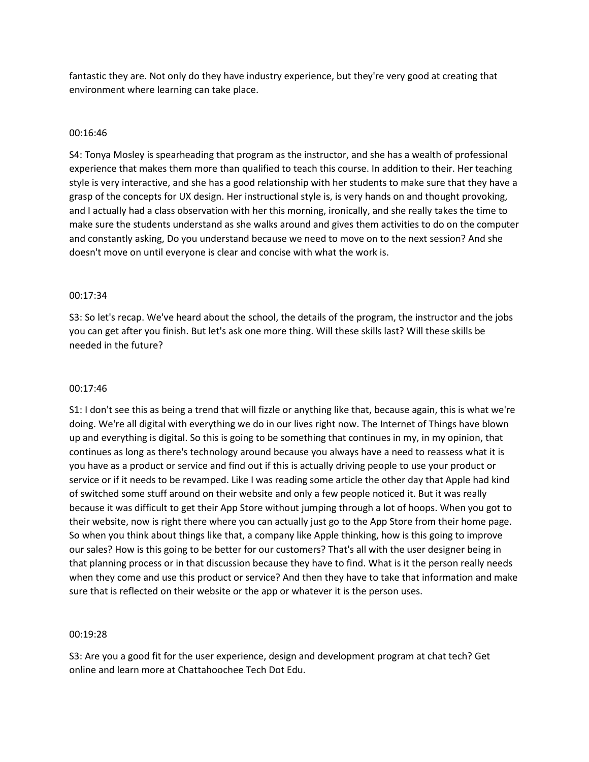fantastic they are. Not only do they have industry experience, but they're very good at creating that environment where learning can take place.

00:16:46

S4: Tonya Mosley is spearheading that program as the instructor, and she has a wealth of professional experience that makes them more than qualified to teach this course. In addition to their. Her teaching style is very interactive, and she has a good relationship with her students to make sure that they have a grasp of the concepts for UX design. Her instructional style is, is very hands on and thought provoking, and I actually had a class observation with her this morning, ironically, and she really takes the time to make sure the students understand as she walks around and gives them activities to do on the computer and constantly asking, Do you understand because we need to move on to the next session? And she doesn't move on until everyone is clear and concise with what the work is.

00:17:34

S3: So let's recap. We've heard about the school, the details of the program, the instructor and the jobs you can get after you finish. But let's ask one more thing. Will these skills last? Will these skills be needed in the future?

00:17:46

S1: I don't see this as being a trend that will fizzle or anything like that, because again, this is what we're doing. We're all digital with everything we do in our lives right now. The Internet of Things have blown up and everything is digital. So this is going to be something that continues in my, in my opinion, that continues as long as there's technology around because you always have a need to reassess what it is you have as a product or service and find out if this is actually driving people to use your product or service or if it needs to be revamped. Like I was reading some article the other day that Apple had kind of switched some stuff around on their website and only a few people noticed it. But it was really because it was difficult to get their App Store without jumping through a lot of hoops. When you got to their website, now is right there where you can actually just go to the App Store from their home page. So when you think about things like that, a company like Apple thinking, how is this going to improve our sales? How is this going to be better for our customers? That's all with the user designer being in that planning process or in that discussion because they have to find. What is it the person really needs when they come and use this product or service? And then they have to take that information and make sure that is reflected on their website or the app or whatever it is the person uses.

00:19:28

S3: Are you a good fit for the user experience, design and development program at chat tech? Get online and learn more at Chattahoochee Tech Dot Edu.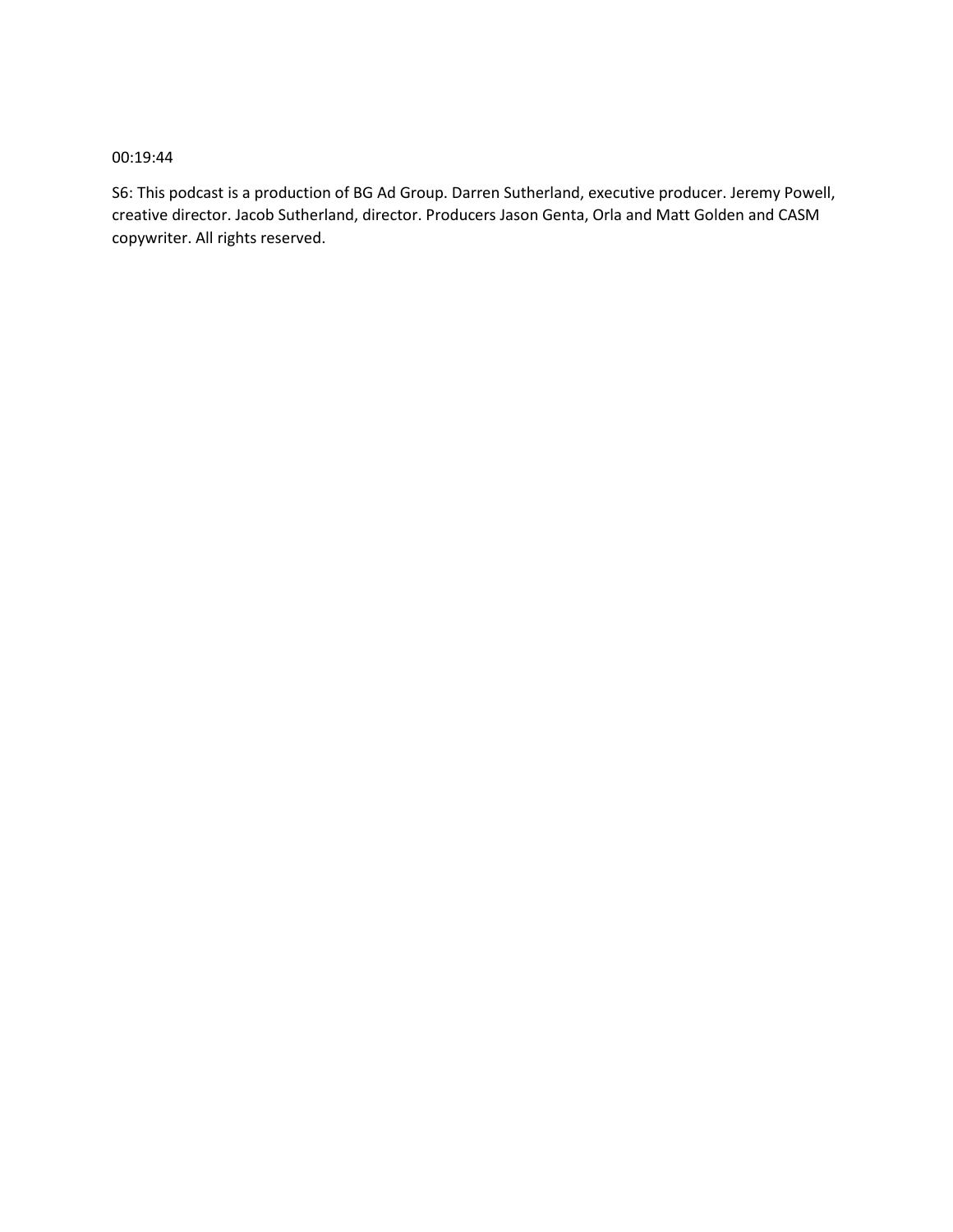00:19:44

S6: This podcast is a production of BG Ad Group. Darren Sutherland, executive producer. Jeremy Powell, creative director. Jacob Sutherland, director. Producers Jason Genta, Orla and Matt Golden and CASM copywriter. All rights reserved.